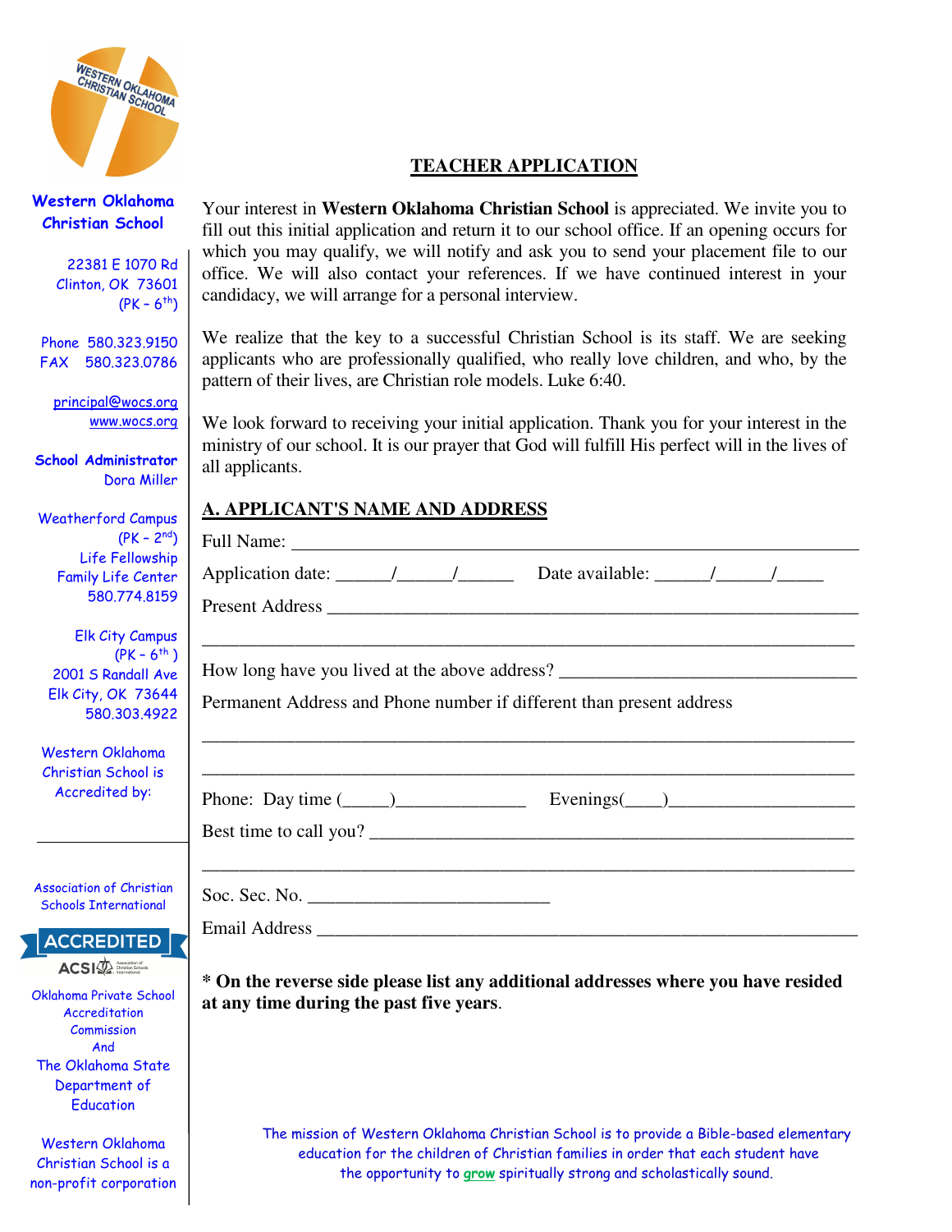Western Oklahoma Christian School

22381 E 1070 Rd
Clinton, OK 73601
(PK – 6th)

Phone 580.323.9150
FAX 580.323.0786

principal@wocs.org
www.wocs.org

School Administrator
Dora Miller

Weatherford Campus
(PK – 2nd)
Life Fellowship
Family Life Center
580.774.8159

Elk City Campus
(PK – 6th)
2001 S Randall Ave
Elk City, OK 73644
580.303.4922

Western Oklahoma Christian School is Accredited by:

Association of Christian Schools International

ACCREDITED

ACSI

Oklahoma Private School Accreditation Commission
And
The Oklahoma State Department of Education

Western Oklahoma Christian School is a non-profit corporation

# TEACHER APPLICATION

Your interest in **Western Oklahoma Christian School** is appreciated. We invite you to fill out this initial application and return it to our school office. If an opening occurs for which you may qualify, we will notify and ask you to send your placement file to our office. We will also contact your references. If we have continued interest in your candidacy, we will arrange for a personal interview.

We realize that the key to a successful Christian School is its staff. We are seeking applicants who are professionally qualified, who really love children, and who, by the pattern of their lives, are Christian role models. Luke 6:40.

We look forward to receiving your initial application. Thank you for your interest in the ministry of our school. It is our prayer that God will fulfill His perfect will in the lives of all applicants.

## A. APPLICANT'S NAME AND ADDRESS

Full Name: ____________________________________________________________

Application date: ______/______/______ Date available: ______/______/_____

Present Address ____________________________________________________________

____________________________________________________________

How long have you lived at the above address? ________________________________

Permanent Address and Phone number if different than present address

____________________________________________________________

____________________________________________________________

Phone: Day time (_____)______________ Evenings(____)____________________

Best time to call you? ______________________________________________________

____________________________________________________________

Soc. Sec. No. __________________________

Email Address ____________________________________________________________

**\* On the reverse side please list any additional addresses where you have resided at any time during the past five years.**

The mission of Western Oklahoma Christian School is to provide a Bible-based elementary education for the children of Christian families in order that each student have the opportunity to grow spiritually strong and scholastically sound.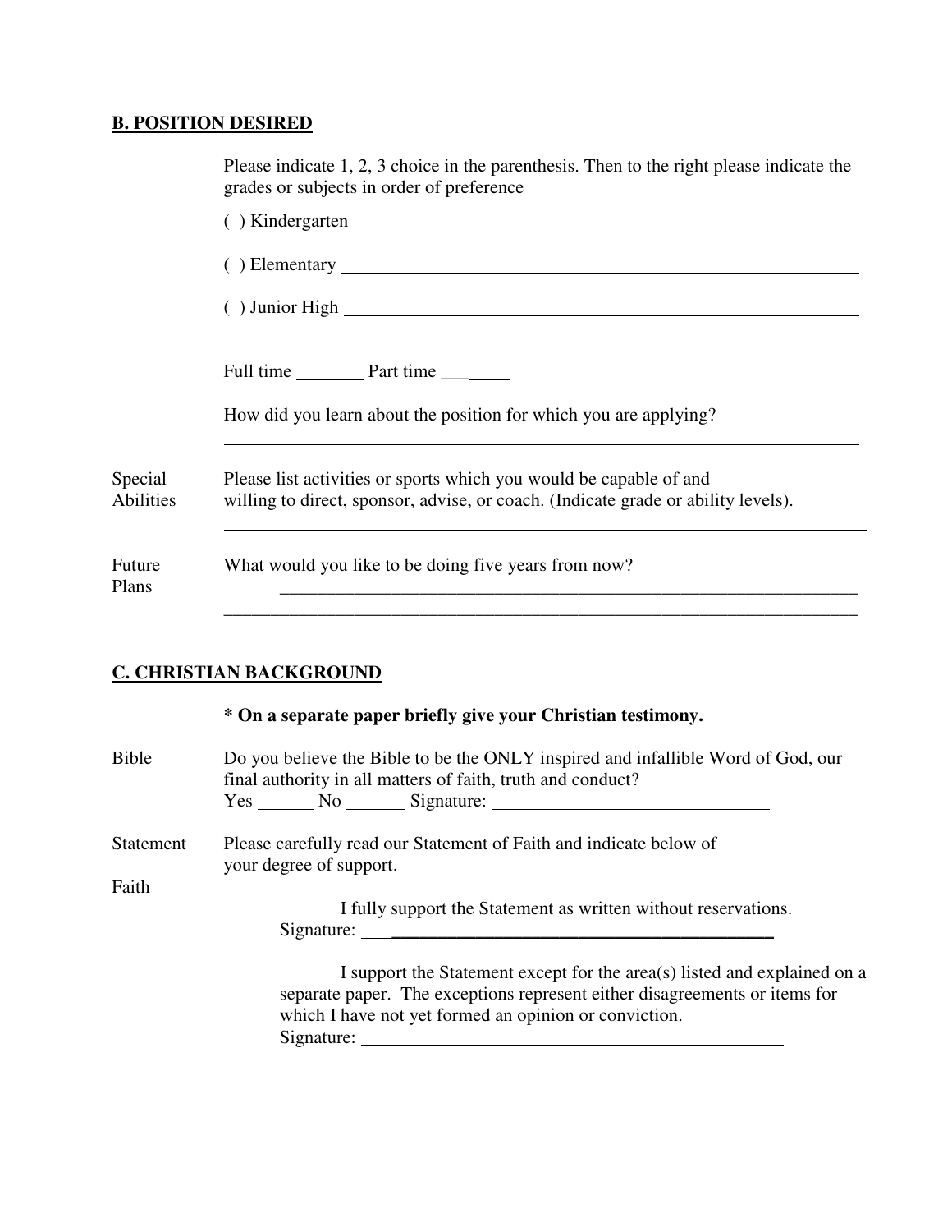## B. POSITION DESIRED

Please indicate 1, 2, 3 choice in the parenthesis. Then to the right please indicate the grades or subjects in order of preference

( ) Kindergarten

( ) Elementary ______________________________________________________________

( ) Junior High ______________________________________________________________

Full time ________ Part time ________

How did you learn about the position for which you are applying?

______________________________________________________________________________

**Special Abilities**

Please list activities or sports which you would be capable of and willing to direct, sponsor, advise, or coach. (Indicate grade or ability levels).

______________________________________________________________________________

**Future Plans**

What would you like to be doing five years from now?

______________________________________________________________________________

______________________________________________________________________________

## C. CHRISTIAN BACKGROUND

**\* On a separate paper briefly give your Christian testimony.**

**Bible**

Do you believe the Bible to be the ONLY inspired and infallible Word of God, our final authority in all matters of faith, truth and conduct?

Yes ______ No ______ Signature: ______________________________

**Statement Faith**

Please carefully read our Statement of Faith and indicate below of your degree of support.

______ I fully support the Statement as written without reservations.
Signature: ______________________________________________

______ I support the Statement except for the area(s) listed and explained on a separate paper. The exceptions represent either disagreements or items for which I have not yet formed an opinion or conviction.
Signature: ______________________________________________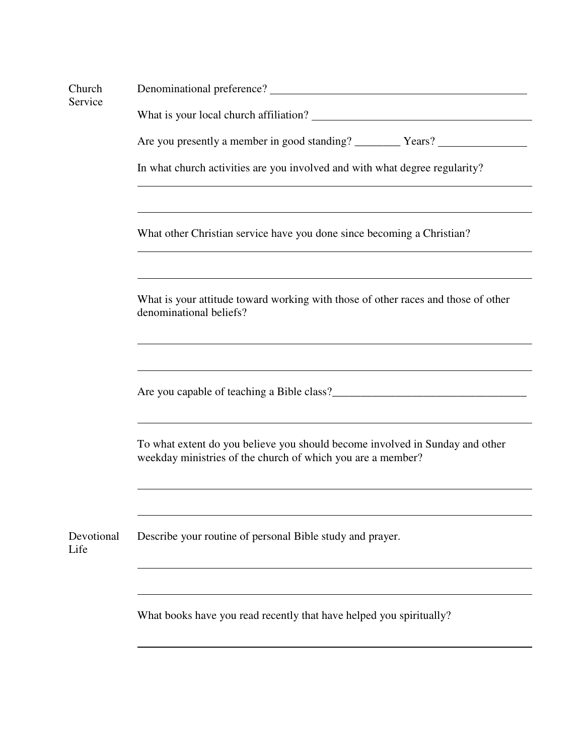## Church Service

Denominational preference? ______________________________________________

What is your local church affiliation? ______________________________________

Are you presently a member in good standing? ________ Years? _______________

In what church activities are you involved and with what degree regularity?

_______________________________________________________________________

_______________________________________________________________________

What other Christian service have you done since becoming a Christian?

_______________________________________________________________________

_______________________________________________________________________

What is your attitude toward working with those of other races and those of other denominational beliefs?

_______________________________________________________________________

_______________________________________________________________________

Are you capable of teaching a Bible class?__________________________________

_______________________________________________________________________

To what extent do you believe you should become involved in Sunday and other weekday ministries of the church of which you are a member?

_______________________________________________________________________

_______________________________________________________________________

## Devotional Life

Describe your routine of personal Bible study and prayer.

_______________________________________________________________________

_______________________________________________________________________

What books have you read recently that have helped you spiritually?

_______________________________________________________________________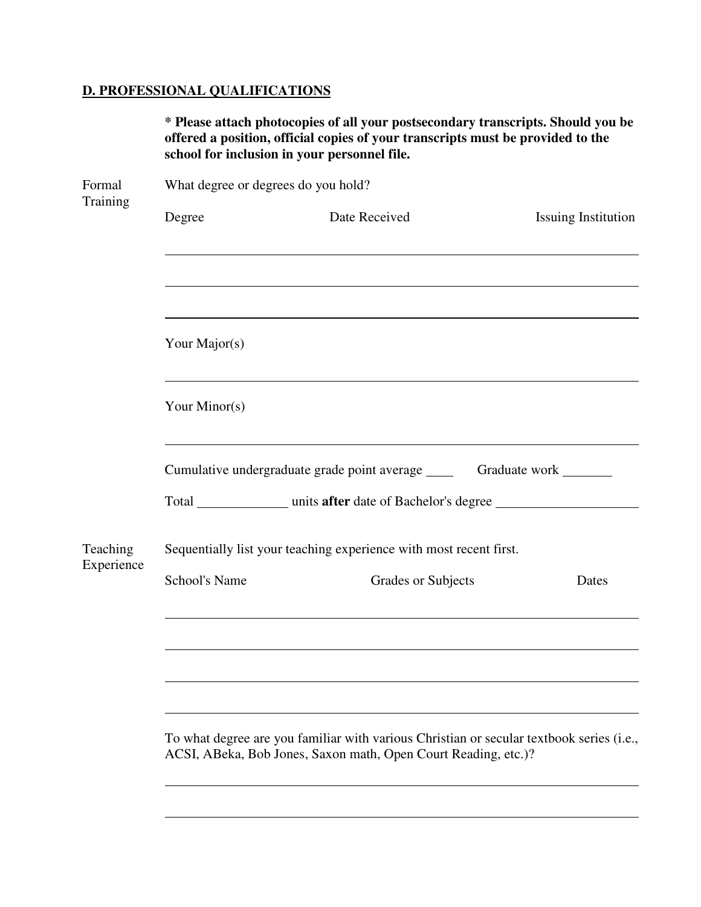## D. PROFESSIONAL QUALIFICATIONS

**\* Please attach photocopies of all your postsecondary transcripts. Should you be offered a position, official copies of your transcripts must be provided to the school for inclusion in your personnel file.**

**Formal Training**

What degree or degrees do you hold?

| Degree | Date Received | Issuing Institution |
|---|---|---|
| | | |
| | | |
| | | |

Your Major(s)

\_\_\_\_\_\_\_\_\_\_\_\_\_\_\_\_\_\_\_\_\_\_\_\_\_\_\_\_\_\_\_\_\_\_\_\_\_\_\_\_\_\_\_\_\_\_\_\_\_\_\_\_\_\_\_\_

Your Minor(s)

\_\_\_\_\_\_\_\_\_\_\_\_\_\_\_\_\_\_\_\_\_\_\_\_\_\_\_\_\_\_\_\_\_\_\_\_\_\_\_\_\_\_\_\_\_\_\_\_\_\_\_\_\_\_\_\_

Cumulative undergraduate grade point average \_\_\_\_ Graduate work \_\_\_\_\_\_\_

Total \_\_\_\_\_\_\_\_\_\_\_\_\_ units **after** date of Bachelor's degree \_\_\_\_\_\_\_\_\_\_\_\_\_\_\_\_\_\_\_\_

**Teaching Experience**

Sequentially list your teaching experience with most recent first.

| School's Name | Grades or Subjects | Dates |
|---|---|---|
| | | |
| | | |
| | | |
| | | |

To what degree are you familiar with various Christian or secular textbook series (i.e., ACSI, ABeka, Bob Jones, Saxon math, Open Court Reading, etc.)?

\_\_\_\_\_\_\_\_\_\_\_\_\_\_\_\_\_\_\_\_\_\_\_\_\_\_\_\_\_\_\_\_\_\_\_\_\_\_\_\_\_\_\_\_\_\_\_\_\_\_\_\_\_\_\_\_

\_\_\_\_\_\_\_\_\_\_\_\_\_\_\_\_\_\_\_\_\_\_\_\_\_\_\_\_\_\_\_\_\_\_\_\_\_\_\_\_\_\_\_\_\_\_\_\_\_\_\_\_\_\_\_\_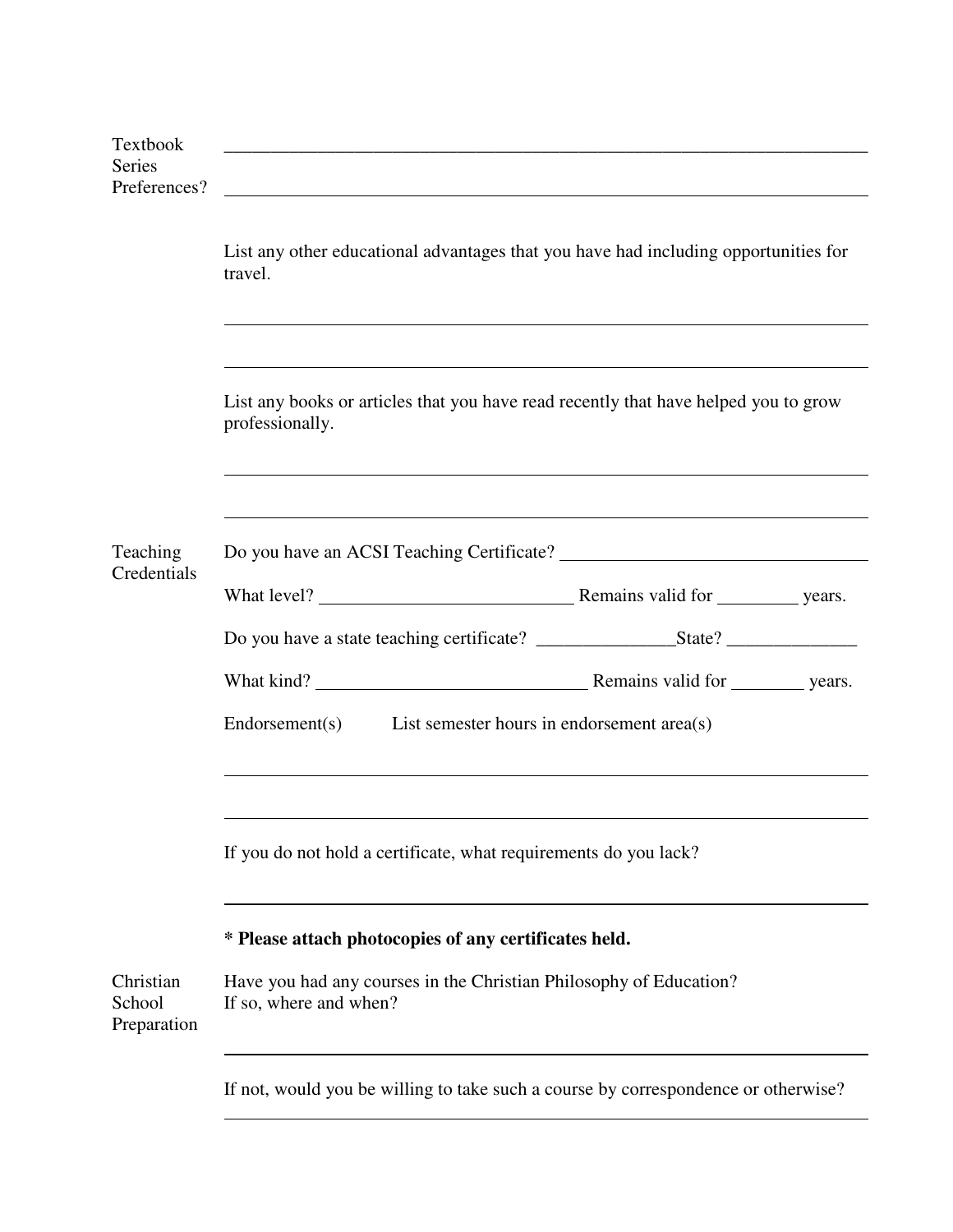**Textbook Series Preferences?**

_______________________________________________________________________

_______________________________________________________________________

List any other educational advantages that you have had including opportunities for travel.

_______________________________________________________________________

_______________________________________________________________________

List any books or articles that you have read recently that have helped you to grow professionally.

_______________________________________________________________________

_______________________________________________________________________

**Teaching Credentials**

Do you have an ACSI Teaching Certificate? ________________________________

What level? ____________________________ Remains valid for _________ years.

Do you have a state teaching certificate? _______________State? ______________

What kind? ______________________________ Remains valid for ________ years.

Endorsement(s)  List semester hours in endorsement area(s)

_______________________________________________________________________

_______________________________________________________________________

If you do not hold a certificate, what requirements do you lack?

_______________________________________________________________________

**\* Please attach photocopies of any certificates held.**

**Christian School Preparation**

Have you had any courses in the Christian Philosophy of Education?
If so, where and when?

_______________________________________________________________________

If not, would you be willing to take such a course by correspondence or otherwise?

_______________________________________________________________________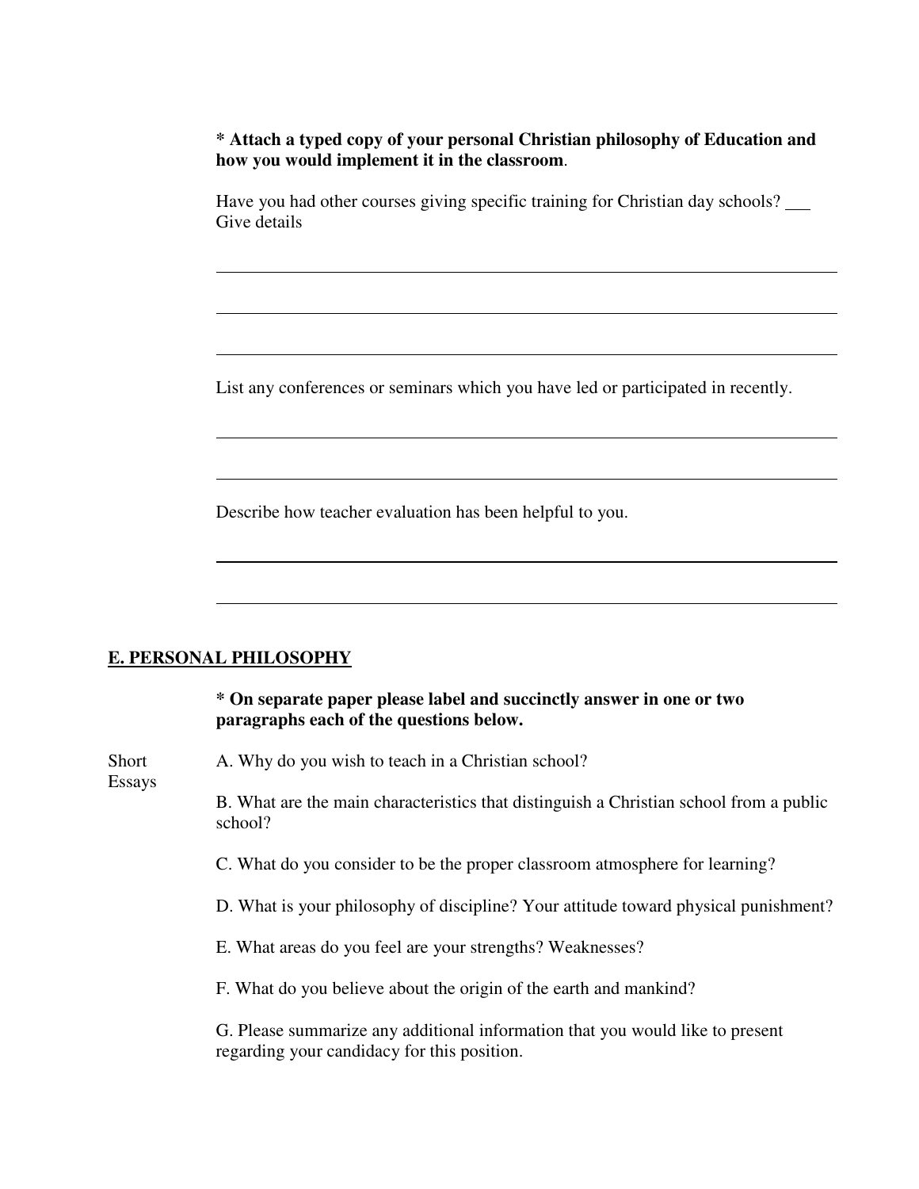**\* Attach a typed copy of your personal Christian philosophy of Education and how you would implement it in the classroom**.

Have you had other courses giving specific training for Christian day schools? ___
Give details

\_\_\_\_\_\_\_\_\_\_\_\_\_\_\_\_\_\_\_\_\_\_\_\_\_\_\_\_\_\_\_\_\_\_\_\_\_\_\_\_\_\_\_\_\_\_\_\_\_\_\_\_\_\_\_\_\_\_\_\_

\_\_\_\_\_\_\_\_\_\_\_\_\_\_\_\_\_\_\_\_\_\_\_\_\_\_\_\_\_\_\_\_\_\_\_\_\_\_\_\_\_\_\_\_\_\_\_\_\_\_\_\_\_\_\_\_\_\_\_\_

\_\_\_\_\_\_\_\_\_\_\_\_\_\_\_\_\_\_\_\_\_\_\_\_\_\_\_\_\_\_\_\_\_\_\_\_\_\_\_\_\_\_\_\_\_\_\_\_\_\_\_\_\_\_\_\_\_\_\_\_

List any conferences or seminars which you have led or participated in recently.

\_\_\_\_\_\_\_\_\_\_\_\_\_\_\_\_\_\_\_\_\_\_\_\_\_\_\_\_\_\_\_\_\_\_\_\_\_\_\_\_\_\_\_\_\_\_\_\_\_\_\_\_\_\_\_\_\_\_\_\_

\_\_\_\_\_\_\_\_\_\_\_\_\_\_\_\_\_\_\_\_\_\_\_\_\_\_\_\_\_\_\_\_\_\_\_\_\_\_\_\_\_\_\_\_\_\_\_\_\_\_\_\_\_\_\_\_\_\_\_\_

Describe how teacher evaluation has been helpful to you.

\_\_\_\_\_\_\_\_\_\_\_\_\_\_\_\_\_\_\_\_\_\_\_\_\_\_\_\_\_\_\_\_\_\_\_\_\_\_\_\_\_\_\_\_\_\_\_\_\_\_\_\_\_\_\_\_\_\_\_\_

\_\_\_\_\_\_\_\_\_\_\_\_\_\_\_\_\_\_\_\_\_\_\_\_\_\_\_\_\_\_\_\_\_\_\_\_\_\_\_\_\_\_\_\_\_\_\_\_\_\_\_\_\_\_\_\_\_\_\_\_

## E. PERSONAL PHILOSOPHY

**\* On separate paper please label and succinctly answer in one or two paragraphs each of the questions below.**

Short Essays

A. Why do you wish to teach in a Christian school?

B. What are the main characteristics that distinguish a Christian school from a public school?

C. What do you consider to be the proper classroom atmosphere for learning?

D. What is your philosophy of discipline? Your attitude toward physical punishment?

E. What areas do you feel are your strengths? Weaknesses?

F. What do you believe about the origin of the earth and mankind?

G. Please summarize any additional information that you would like to present regarding your candidacy for this position.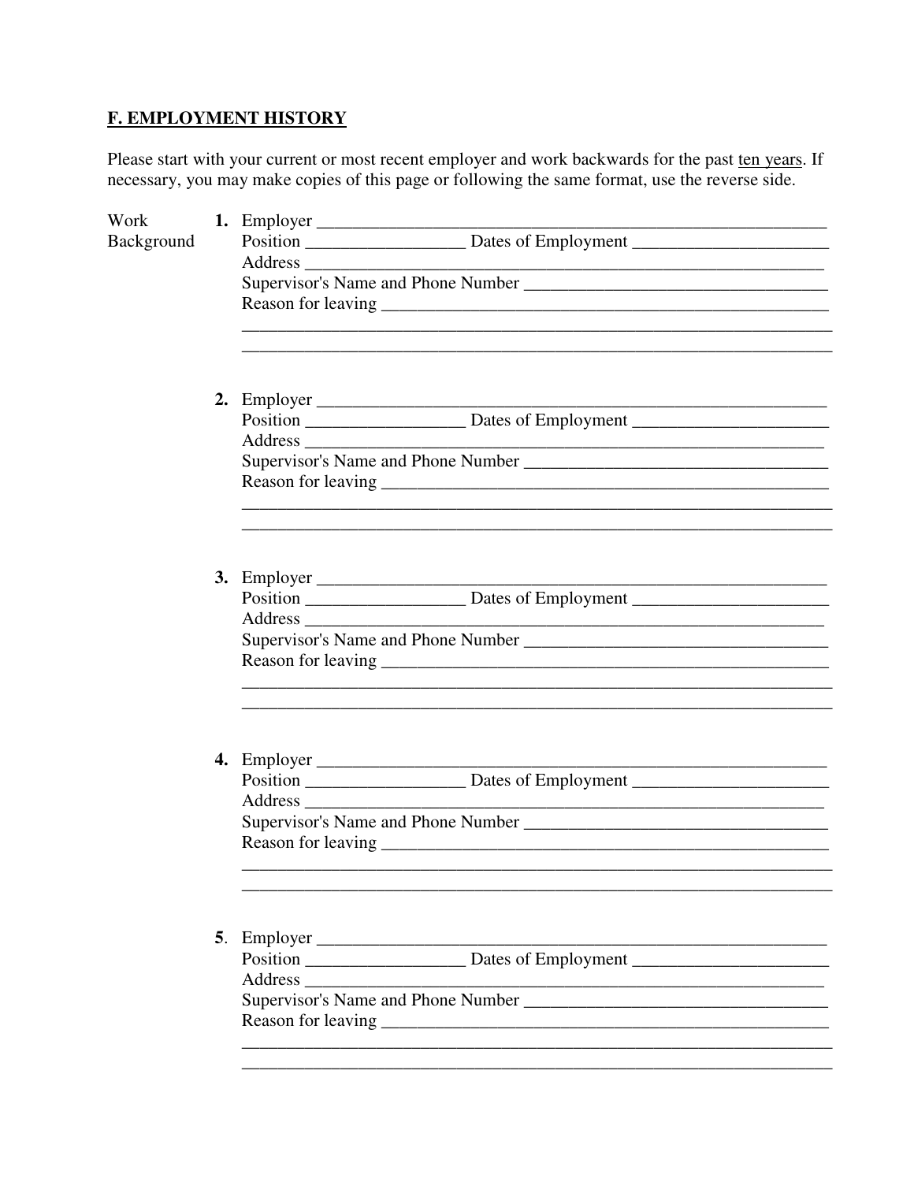## F. EMPLOYMENT HISTORY

Please start with your current or most recent employer and work backwards for the past <u>ten years</u>. If necessary, you may make copies of this page or following the same format, use the reverse side.

Work Background

**1.** Employer ____________________________________________________________
Position _________________ Dates of Employment _____________________
Address _____________________________________________________________
Supervisor's Name and Phone Number _________________________________
Reason for leaving ___________________________________________________
_____________________________________________________________________
_____________________________________________________________________

**2.** Employer ____________________________________________________________
Position _________________ Dates of Employment _____________________
Address _____________________________________________________________
Supervisor's Name and Phone Number _________________________________
Reason for leaving ___________________________________________________
_____________________________________________________________________
_____________________________________________________________________

**3.** Employer ____________________________________________________________
Position _________________ Dates of Employment _____________________
Address _____________________________________________________________
Supervisor's Name and Phone Number _________________________________
Reason for leaving ___________________________________________________
_____________________________________________________________________
_____________________________________________________________________

**4.** Employer ____________________________________________________________
Position _________________ Dates of Employment _____________________
Address _____________________________________________________________
Supervisor's Name and Phone Number _________________________________
Reason for leaving ___________________________________________________
_____________________________________________________________________
_____________________________________________________________________

**5**. Employer ____________________________________________________________
Position _________________ Dates of Employment _____________________
Address _____________________________________________________________
Supervisor's Name and Phone Number _________________________________
Reason for leaving ___________________________________________________
_____________________________________________________________________
_____________________________________________________________________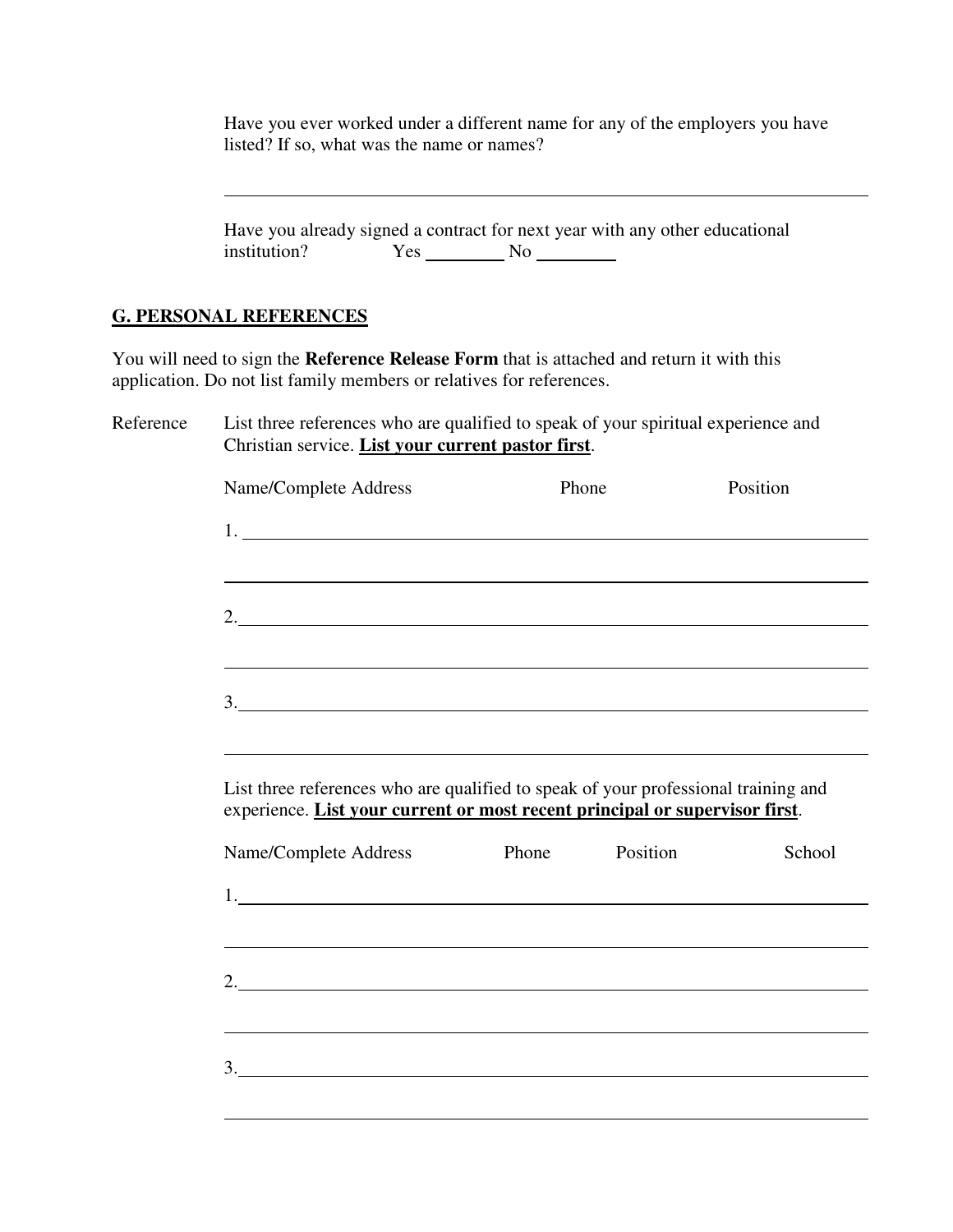Have you ever worked under a different name for any of the employers you have listed? If so, what was the name or names?

______________________________________________________________________

Have you already signed a contract for next year with any other educational institution? Yes ________ No ________

## G. PERSONAL REFERENCES

You will need to sign the **Reference Release Form** that is attached and return it with this application. Do not list family members or relatives for references.

Reference — List three references who are qualified to speak of your spiritual experience and Christian service. **List your current pastor first**.

| Name/Complete Address | Phone | Position |
|---|---|---|
| 1. | | |
| 2. | | |
| 3. | | |

List three references who are qualified to speak of your professional training and experience. **List your current or most recent principal or supervisor first**.

| Name/Complete Address | Phone | Position | School |
|---|---|---|---|
| 1. | | | |
| 2. | | | |
| 3. | | | |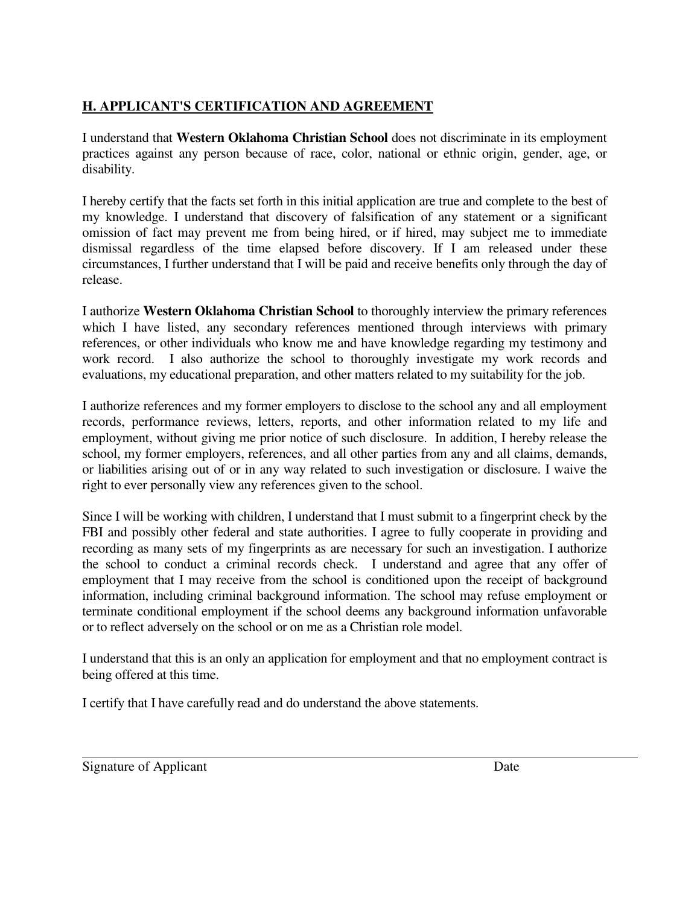## H. APPLICANT'S CERTIFICATION AND AGREEMENT

I understand that **Western Oklahoma Christian School** does not discriminate in its employment practices against any person because of race, color, national or ethnic origin, gender, age, or disability.

I hereby certify that the facts set forth in this initial application are true and complete to the best of my knowledge. I understand that discovery of falsification of any statement or a significant omission of fact may prevent me from being hired, or if hired, may subject me to immediate dismissal regardless of the time elapsed before discovery. If I am released under these circumstances, I further understand that I will be paid and receive benefits only through the day of release.

I authorize **Western Oklahoma Christian School** to thoroughly interview the primary references which I have listed, any secondary references mentioned through interviews with primary references, or other individuals who know me and have knowledge regarding my testimony and work record. I also authorize the school to thoroughly investigate my work records and evaluations, my educational preparation, and other matters related to my suitability for the job.

I authorize references and my former employers to disclose to the school any and all employment records, performance reviews, letters, reports, and other information related to my life and employment, without giving me prior notice of such disclosure. In addition, I hereby release the school, my former employers, references, and all other parties from any and all claims, demands, or liabilities arising out of or in any way related to such investigation or disclosure. I waive the right to ever personally view any references given to the school.

Since I will be working with children, I understand that I must submit to a fingerprint check by the FBI and possibly other federal and state authorities. I agree to fully cooperate in providing and recording as many sets of my fingerprints as are necessary for such an investigation. I authorize the school to conduct a criminal records check. I understand and agree that any offer of employment that I may receive from the school is conditioned upon the receipt of background information, including criminal background information. The school may refuse employment or terminate conditional employment if the school deems any background information unfavorable or to reflect adversely on the school or on me as a Christian role model.

I understand that this is an only an application for employment and that no employment contract is being offered at this time.

I certify that I have carefully read and do understand the above statements.

\_\_\_\_\_\_\_\_\_\_\_\_\_\_\_\_\_\_\_\_\_\_\_\_\_\_\_\_\_\_\_\_\_\_\_\_\_\_\_\_\_\_\_\_\_\_\_\_\_\_\_\_\_\_\_\_\_\_\_\_\_\_\_\_\_\_\_\_\_\_\_\_

Signature of Applicant                                                                 Date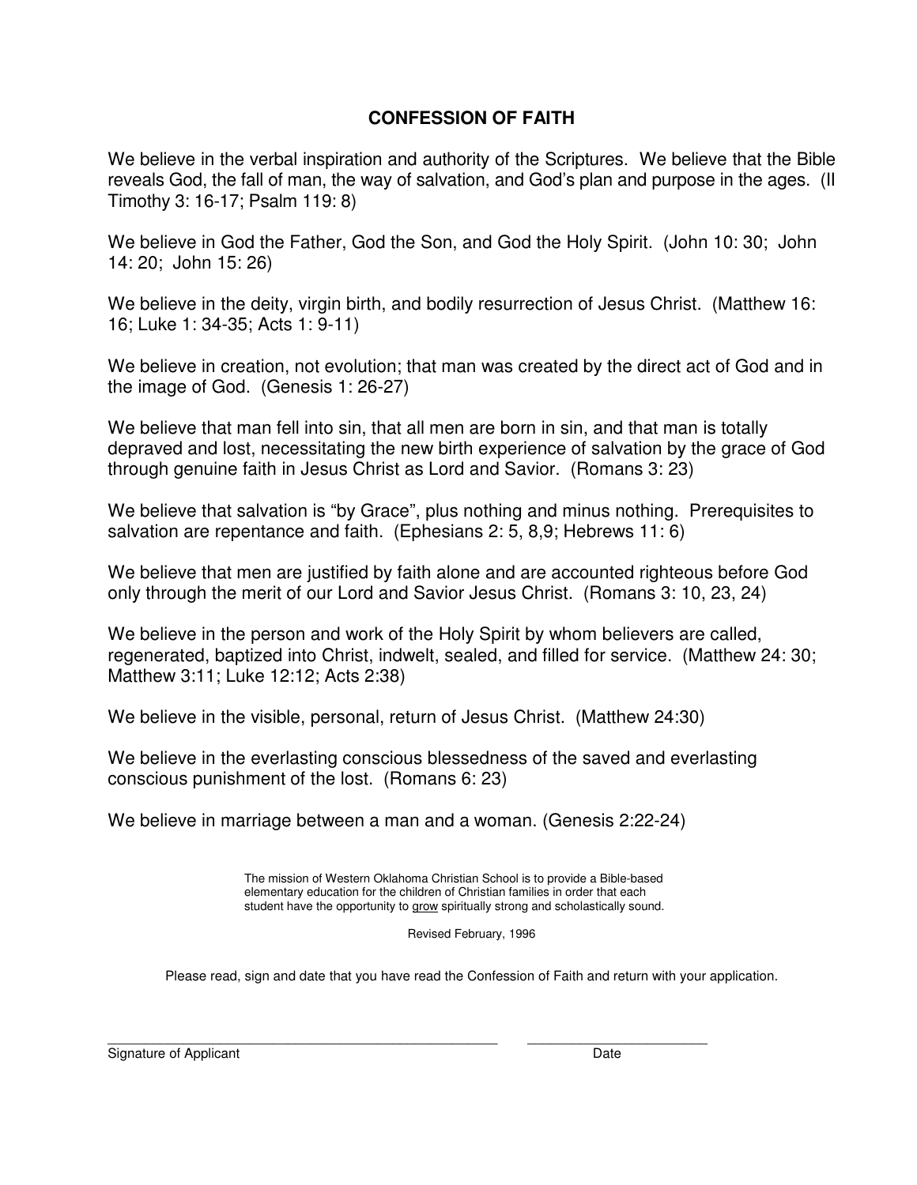# CONFESSION OF FAITH

We believe in the verbal inspiration and authority of the Scriptures. We believe that the Bible reveals God, the fall of man, the way of salvation, and God's plan and purpose in the ages. (II Timothy 3: 16-17; Psalm 119: 8)

We believe in God the Father, God the Son, and God the Holy Spirit. (John 10: 30; John 14: 20; John 15: 26)

We believe in the deity, virgin birth, and bodily resurrection of Jesus Christ. (Matthew 16: 16; Luke 1: 34-35; Acts 1: 9-11)

We believe in creation, not evolution; that man was created by the direct act of God and in the image of God. (Genesis 1: 26-27)

We believe that man fell into sin, that all men are born in sin, and that man is totally depraved and lost, necessitating the new birth experience of salvation by the grace of God through genuine faith in Jesus Christ as Lord and Savior. (Romans 3: 23)

We believe that salvation is "by Grace", plus nothing and minus nothing. Prerequisites to salvation are repentance and faith. (Ephesians 2: 5, 8,9; Hebrews 11: 6)

We believe that men are justified by faith alone and are accounted righteous before God only through the merit of our Lord and Savior Jesus Christ. (Romans 3: 10, 23, 24)

We believe in the person and work of the Holy Spirit by whom believers are called, regenerated, baptized into Christ, indwelt, sealed, and filled for service. (Matthew 24: 30; Matthew 3:11; Luke 12:12; Acts 2:38)

We believe in the visible, personal, return of Jesus Christ. (Matthew 24:30)

We believe in the everlasting conscious blessedness of the saved and everlasting conscious punishment of the lost. (Romans 6: 23)

We believe in marriage between a man and a woman. (Genesis 2:22-24)

The mission of Western Oklahoma Christian School is to provide a Bible-based elementary education for the children of Christian families in order that each student have the opportunity to grow spiritually strong and scholastically sound.

Revised February, 1996

Please read, sign and date that you have read the Confession of Faith and return with your application.

_______________________________________________ ______________________

Signature of Applicant Date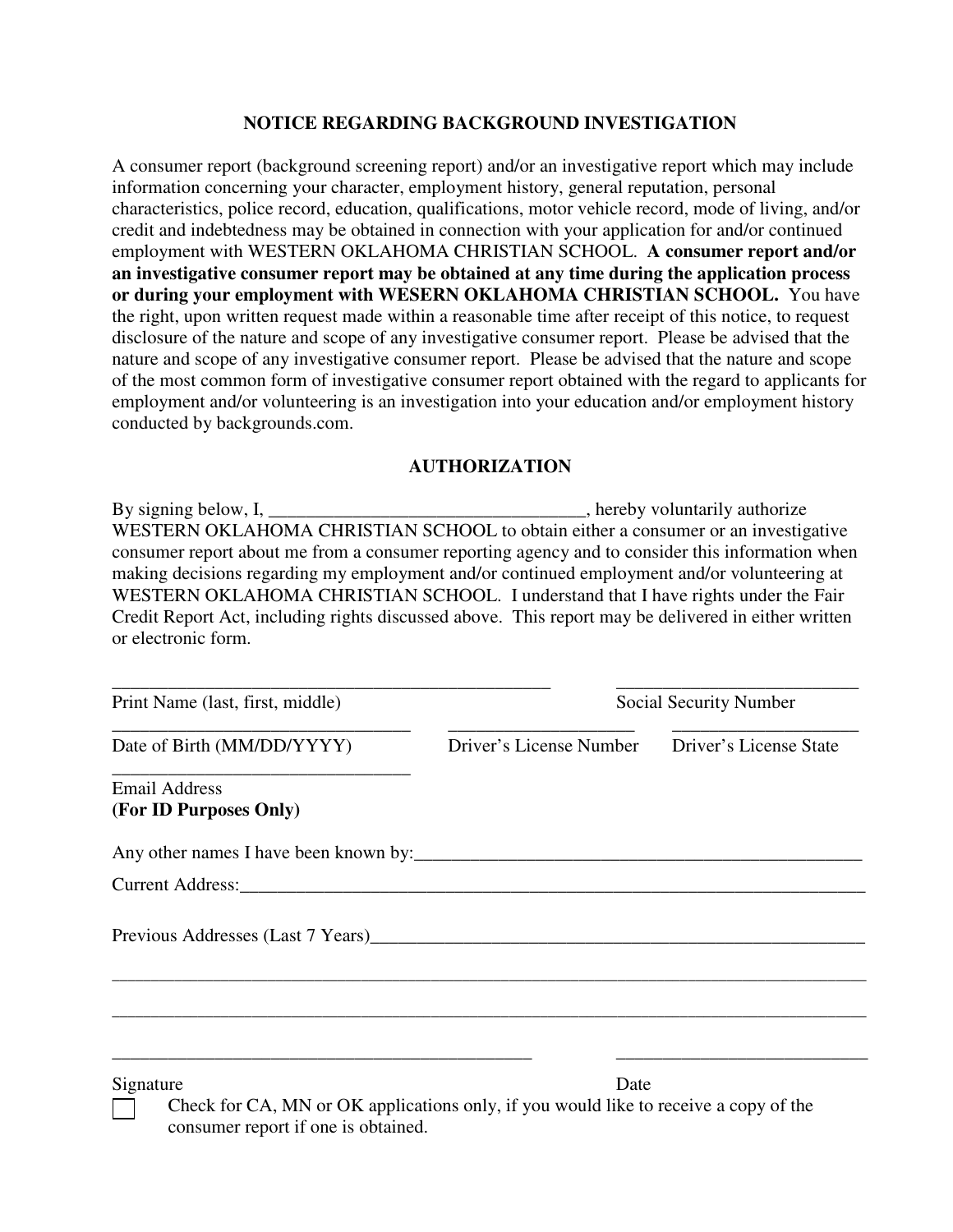## NOTICE REGARDING BACKGROUND INVESTIGATION

A consumer report (background screening report) and/or an investigative report which may include information concerning your character, employment history, general reputation, personal characteristics, police record, education, qualifications, motor vehicle record, mode of living, and/or credit and indebtedness may be obtained in connection with your application for and/or continued employment with WESTERN OKLAHOMA CHRISTIAN SCHOOL. **A consumer report and/or an investigative consumer report may be obtained at any time during the application process or during your employment with WESERN OKLAHOMA CHRISTIAN SCHOOL.** You have the right, upon written request made within a reasonable time after receipt of this notice, to request disclosure of the nature and scope of any investigative consumer report. Please be advised that the nature and scope of any investigative consumer report. Please be advised that the nature and scope of the most common form of investigative consumer report obtained with the regard to applicants for employment and/or volunteering is an investigation into your education and/or employment history conducted by backgrounds.com.

## AUTHORIZATION

By signing below, I, ___________________________________, hereby voluntarily authorize WESTERN OKLAHOMA CHRISTIAN SCHOOL to obtain either a consumer or an investigative consumer report about me from a consumer reporting agency and to consider this information when making decisions regarding my employment and/or continued employment and/or volunteering at WESTERN OKLAHOMA CHRISTIAN SCHOOL. I understand that I have rights under the Fair Credit Report Act, including rights discussed above. This report may be delivered in either written or electronic form.

_________________________________________________ ___________________________

Print Name (last, first, middle) Social Security Number

_________________________________ ____________________ ____________________

Date of Birth (MM/DD/YYYY) Driver's License Number Driver's License State

_________________________________

Email Address
**(For ID Purposes Only)**

Any other names I have been known by:_______________________________________________

Current Address:_________________________________________________________________

Previous Addresses (Last 7 Years)___________________________________________________

_____________________________________________________________________________

_____________________________________________________________________________

______________________________________________ ___________________________

Signature Date

☐ Check for CA, MN or OK applications only, if you would like to receive a copy of the consumer report if one is obtained.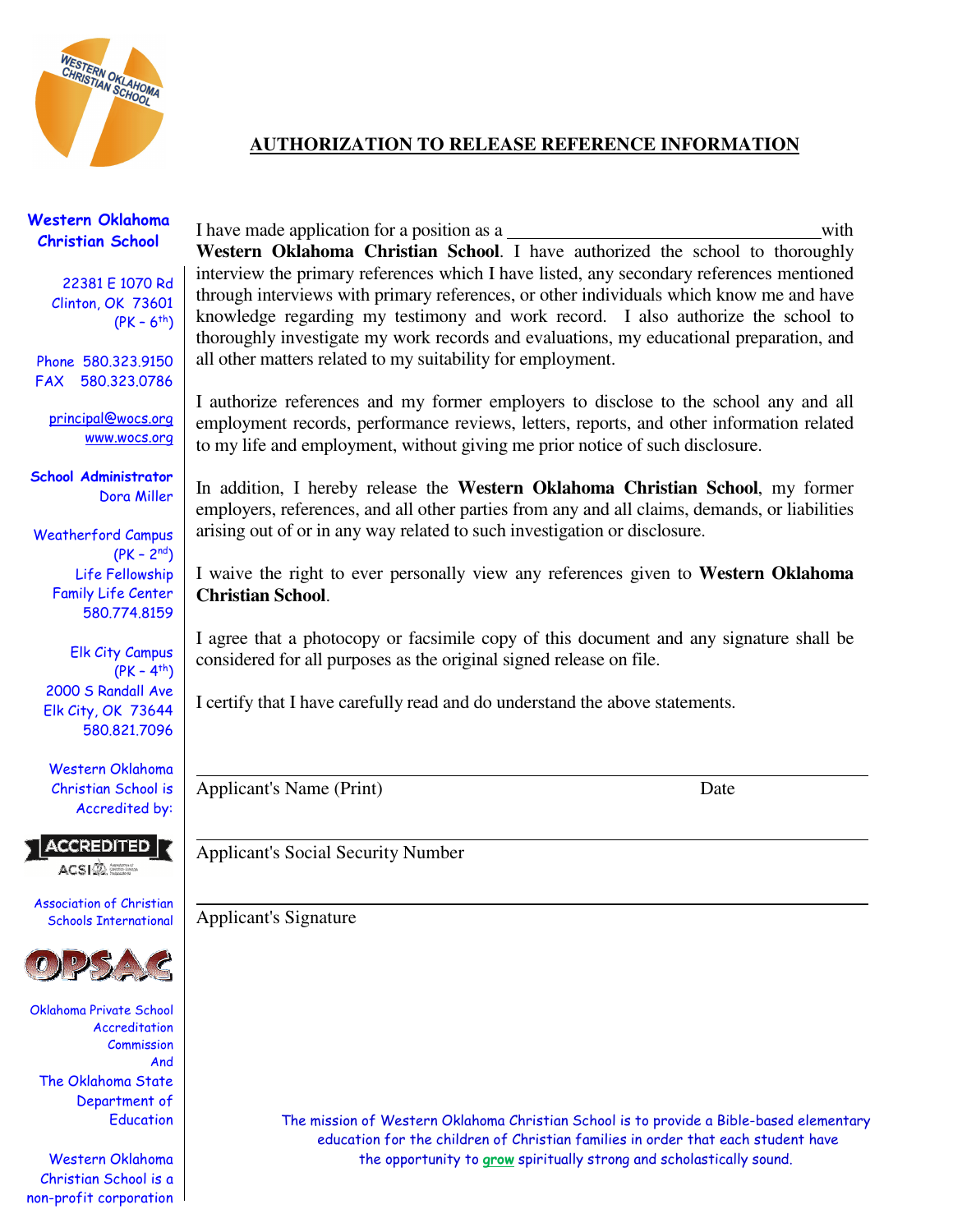# AUTHORIZATION TO RELEASE REFERENCE INFORMATION

**Western Oklahoma Christian School**

22381 E 1070 Rd
Clinton, OK 73601
(PK – 6th)

Phone 580.323.9150
FAX 580.323.0786

principal@wocs.org
www.wocs.org

**School Administrator**
Dora Miller

Weatherford Campus
(PK – 2nd)
Life Fellowship
Family Life Center
580.774.8159

Elk City Campus
(PK – 4th)
2000 S Randall Ave
Elk City, OK 73644
580.821.7096

Western Oklahoma Christian School is Accredited by:

ACCREDITED ACSI

Association of Christian Schools International

OPSAC

Oklahoma Private School Accreditation Commission And The Oklahoma State Department of Education

Western Oklahoma Christian School is a non-profit corporation

I have made application for a position as a ________________________________ with **Western Oklahoma Christian School**. I have authorized the school to thoroughly interview the primary references which I have listed, any secondary references mentioned through interviews with primary references, or other individuals which know me and have knowledge regarding my testimony and work record. I also authorize the school to thoroughly investigate my work records and evaluations, my educational preparation, and all other matters related to my suitability for employment.

I authorize references and my former employers to disclose to the school any and all employment records, performance reviews, letters, reports, and other information related to my life and employment, without giving me prior notice of such disclosure.

In addition, I hereby release the **Western Oklahoma Christian School**, my former employers, references, and all other parties from any and all claims, demands, or liabilities arising out of or in any way related to such investigation or disclosure.

I waive the right to ever personally view any references given to **Western Oklahoma Christian School**.

I agree that a photocopy or facsimile copy of this document and any signature shall be considered for all purposes as the original signed release on file.

I certify that I have carefully read and do understand the above statements.

_______________________________________________
Applicant's Name (Print) Date

_______________________________________________
Applicant's Social Security Number

_______________________________________________
Applicant's Signature

The mission of Western Oklahoma Christian School is to provide a Bible-based elementary education for the children of Christian families in order that each student have the opportunity to grow spiritually strong and scholastically sound.